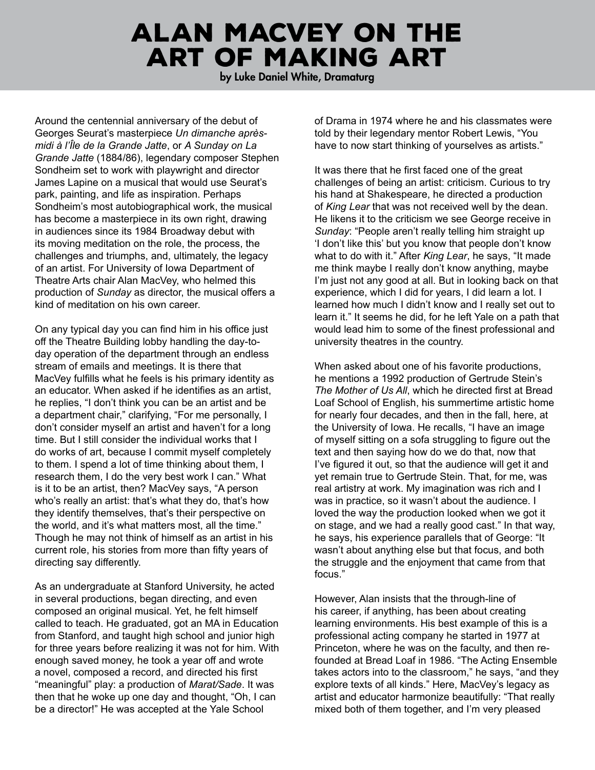# ALAN MACVEY ON THE ART OF MAKING ART

**by Luke Daniel White, Dramaturg**

Around the centennial anniversary of the debut of Georges Seurat's masterpiece *Un dimanche après-midi à l'Île de la Grande Jatte*, or *A Sunday on La Grande Jatte* (1884/86), legendary composer Stephen Sondheim set to work with playwright and director James Lapine on a musical that would use Seurat's park, painting, and life as inspiration. Perhaps Sondheim's most autobiographical work, the musical has become a masterpiece in its own right, drawing in audiences since its 1984 Broadway debut with its moving meditation on the role, the process, the challenges and triumphs, and, ultimately, the legacy of an artist. For University of Iowa Department of Theatre Arts chair Alan MacVey, who helmed this production of *Sunday* as director, the musical offers a kind of meditation on his own career.

On any typical day you can find him in his office just off the Theatre Building lobby handling the day-to-day operation of the department through an endless stream of emails and meetings. It is there that MacVey fulfills what he feels is his primary identity as an educator. When asked if he identifies as an artist, he replies, "I don't think you can be an artist and be a department chair," clarifying, "For me personally, I don't consider myself an artist and haven't for a long time. But I still consider the individual works that I do works of art, because I commit myself completely to them. I spend a lot of time thinking about them, I research them, I do the very best work I can." What is it to be an artist, then? MacVey says, "A person who's really an artist: that's what they do, that's how they identify themselves, that's their perspective on the world, and it's what matters most, all the time." Though he may not think of himself as an artist in his current role, his stories from more than fifty years of directing say differently.

As an undergraduate at Stanford University, he acted in several productions, began directing, and even composed an original musical. Yet, he felt himself called to teach. He graduated, got an MA in Education from Stanford, and taught high school and junior high for three years before realizing it was not for him. With enough saved money, he took a year off and wrote a novel, composed a record, and directed his first "meaningful" play: a production of *Marat/Sade*. It was then that he woke up one day and thought, "Oh, I can be a director!" He was accepted at the Yale School of Drama in 1974 where he and his classmates were told by their legendary mentor Robert Lewis, "You have to now start thinking of yourselves as artists."

It was there that he first faced one of the great challenges of being an artist: criticism. Curious to try his hand at Shakespeare, he directed a production of *King Lear* that was not received well by the dean. He likens it to the criticism we see George receive in *Sunday*: "People aren't really telling him straight up 'I don't like this' but you know that people don't know what to do with it." After *King Lear*, he says, "It made me think maybe I really don't know anything, maybe I'm just not any good at all. But in looking back on that experience, which I did for years, I did learn a lot. I learned how much I didn't know and I really set out to learn it." It seems he did, for he left Yale on a path that would lead him to some of the finest professional and university theatres in the country.

When asked about one of his favorite productions, he mentions a 1992 production of Gertrude Stein's *The Mother of Us All*, which he directed first at Bread Loaf School of English, his summertime artistic home for nearly four decades, and then in the fall, here, at the University of Iowa. He recalls, "I have an image of myself sitting on a sofa struggling to figure out the text and then saying how do we do that, now that I've figured it out, so that the audience will get it and yet remain true to Gertrude Stein. That, for me, was real artistry at work. My imagination was rich and I was in practice, so it wasn't about the audience. I loved the way the production looked when we got it on stage, and we had a really good cast." In that way, he says, his experience parallels that of George: "It wasn't about anything else but that focus, and both the struggle and the enjoyment that came from that focus."

However, Alan insists that the through-line of his career, if anything, has been about creating learning environments. His best example of this is a professional acting company he started in 1977 at Princeton, where he was on the faculty, and then re-founded at Bread Loaf in 1986. "The Acting Ensemble takes actors into to the classroom," he says, "and they explore texts of all kinds." Here, MacVey's legacy as artist and educator harmonize beautifully: "That really mixed both of them together, and I'm very pleased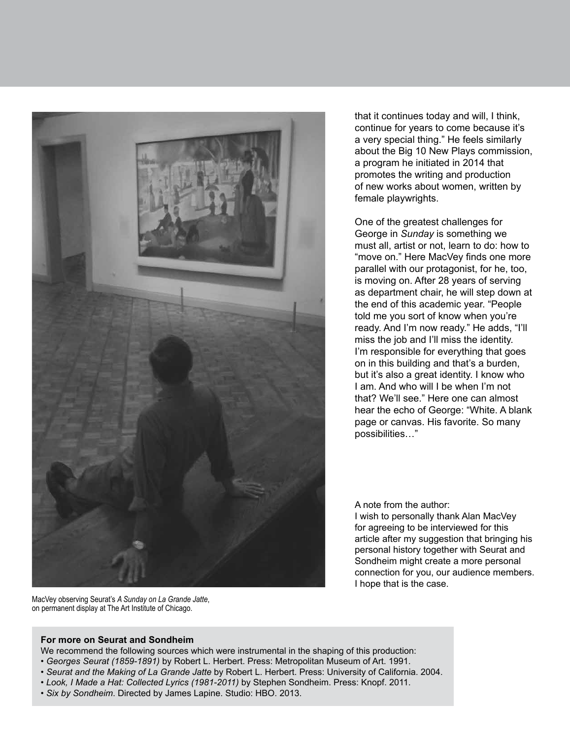that it continues today and will, I think, continue for years to come because it's a very special thing." He feels similarly about the Big 10 New Plays commission, a program he initiated in 2014 that promotes the writing and production of new works about women, written by female playwrights.

One of the greatest challenges for George in *Sunday* is something we must all, artist or not, learn to do: how to "move on." Here MacVey finds one more parallel with our protagonist, for he, too, is moving on. After 28 years of serving as department chair, he will step down at the end of this academic year. "People told me you sort of know when you're ready. And I'm now ready." He adds, "I'll miss the job and I'll miss the identity. I'm responsible for everything that goes on in this building and that's a burden, but it's also a great identity. I know who I am. And who will I be when I'm not that? We'll see." Here one can almost hear the echo of George: "White. A blank page or canvas. His favorite. So many possibilities…"

A note from the author:
I wish to personally thank Alan MacVey for agreeing to be interviewed for this article after my suggestion that bringing his personal history together with Seurat and Sondheim might create a more personal connection for you, our audience members. I hope that is the case.

MacVey observing Seurat's *A Sunday on La Grande Jatte*, on permanent display at The Art Institute of Chicago.

**For more on Seurat and Sondheim**

We recommend the following sources which were instrumental in the shaping of this production:

- *Georges Seurat (1859-1891)* by Robert L. Herbert. Press: Metropolitan Museum of Art. 1991.
- *Seurat and the Making of La Grande Jatte* by Robert L. Herbert. Press: University of California. 2004.
- *Look, I Made a Hat: Collected Lyrics (1981-2011)* by Stephen Sondheim. Press: Knopf. 2011.
- *Six by Sondheim*. Directed by James Lapine. Studio: HBO. 2013.